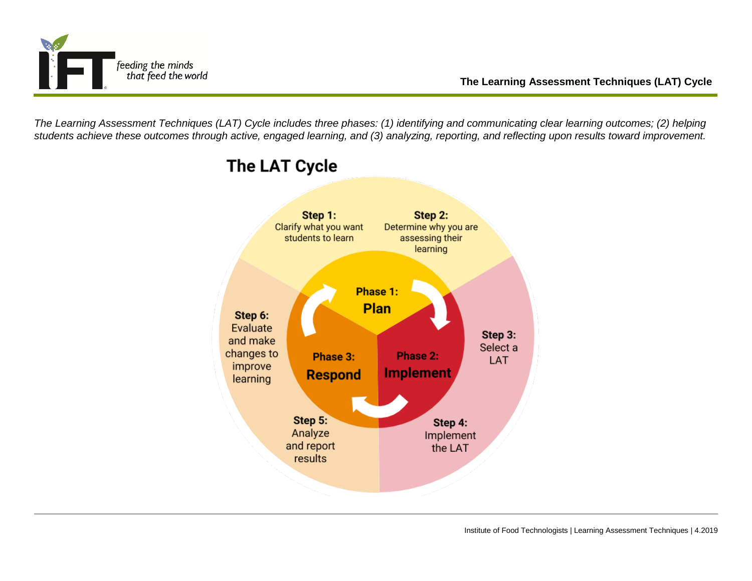# The Learning Assessment Techniques (LAT) Cycle

*The Learning Assessment Techniques (LAT) Cycle includes three phases: (1) identifying and communicating clear learning outcomes; (2) helping students achieve these outcomes through active, engaged learning, and (3) analyzing, reporting, and reflecting upon results toward improvement.*

## The LAT Cycle

**Phase 1: Plan**

- **Step 1:** Clarify what you want students to learn
- **Step 2:** Determine why you are assessing their learning

**Phase 2: Implement**

- **Step 3:** Select a LAT
- **Step 4:** Implement the LAT

**Phase 3: Respond**

- **Step 5:** Analyze and report results
- **Step 6:** Evaluate and make changes to improve learning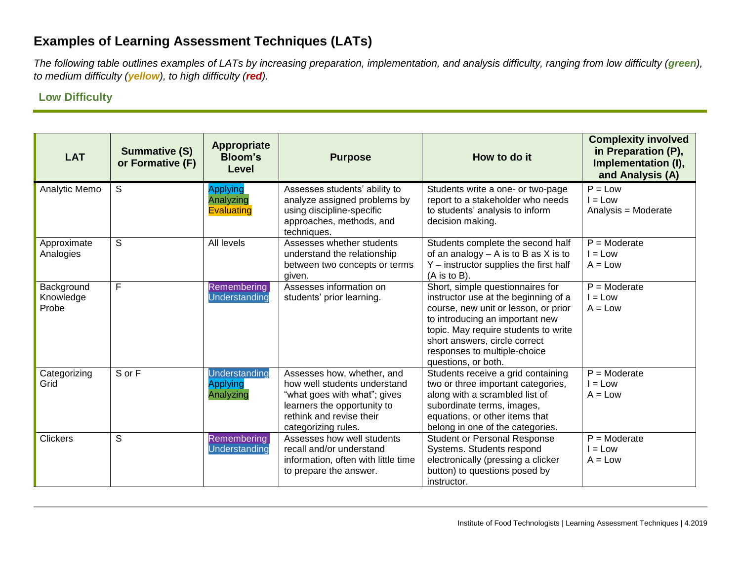# Examples of Learning Assessment Techniques (LATs)

*The following table outlines examples of LATs by increasing preparation, implementation, and analysis difficulty, ranging from low difficulty (**green**), to medium difficulty (**yellow**), to high difficulty (**red**).*

## Low Difficulty

| LAT | Summative (S) or Formative (F) | Appropriate Bloom's Level | Purpose | How to do it | Complexity involved in Preparation (P), Implementation (I), and Analysis (A) |
|---|---|---|---|---|---|
| Analytic Memo | S | Applying<br>Analyzing<br>Evaluating | Assesses students' ability to analyze assigned problems by using discipline-specific approaches, methods, and techniques. | Students write a one- or two-page report to a stakeholder who needs to students' analysis to inform decision making. | P = Low<br>I = Low<br>Analysis = Moderate |
| Approximate Analogies | S | All levels | Assesses whether students understand the relationship between two concepts or terms given. | Students complete the second half of an analogy – A is to B as X is to Y – instructor supplies the first half (A is to B). | P = Moderate<br>I = Low<br>A = Low |
| Background Knowledge Probe | F | Remembering<br>Understanding | Assesses information on students' prior learning. | Short, simple questionnaires for instructor use at the beginning of a course, new unit or lesson, or prior to introducing an important new topic. May require students to write short answers, circle correct responses to multiple-choice questions, or both. | P = Moderate<br>I = Low<br>A = Low |
| Categorizing Grid | S or F | Understanding<br>Applying<br>Analyzing | Assesses how, whether, and how well students understand "what goes with what"; gives learners the opportunity to rethink and revise their categorizing rules. | Students receive a grid containing two or three important categories, along with a scrambled list of subordinate terms, images, equations, or other items that belong in one of the categories. | P = Moderate<br>I = Low<br>A = Low |
| Clickers | S | Remembering<br>Understanding | Assesses how well students recall and/or understand information, often with little time to prepare the answer. | Student or Personal Response Systems. Students respond electronically (pressing a clicker button) to questions posed by instructor. | P = Moderate<br>I = Low<br>A = Low |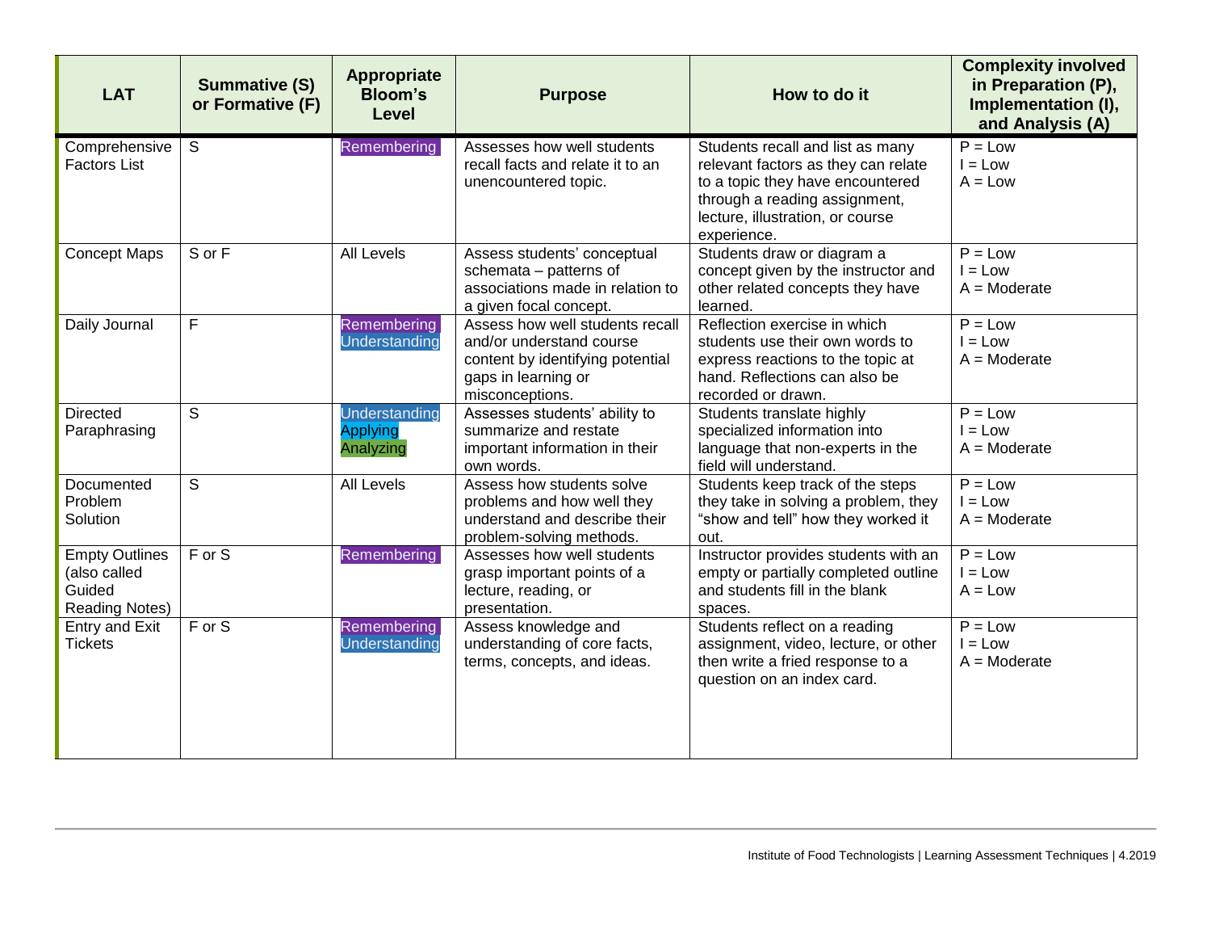| LAT | Summative (S) or Formative (F) | Appropriate Bloom's Level | Purpose | How to do it | Complexity involved in Preparation (P), Implementation (I), and Analysis (A) |
|---|---|---|---|---|---|
| Comprehensive Factors List | S | Remembering | Assesses how well students recall facts and relate it to an unencountered topic. | Students recall and list as many relevant factors as they can relate to a topic they have encountered through a reading assignment, lecture, illustration, or course experience. | P = Low<br>I = Low<br>A = Low |
| Concept Maps | S or F | All Levels | Assess students' conceptual schemata – patterns of associations made in relation to a given focal concept. | Students draw or diagram a concept given by the instructor and other related concepts they have learned. | P = Low<br>I = Low<br>A = Moderate |
| Daily Journal | F | Remembering<br>Understanding | Assess how well students recall and/or understand course content by identifying potential gaps in learning or misconceptions. | Reflection exercise in which students use their own words to express reactions to the topic at hand. Reflections can also be recorded or drawn. | P = Low<br>I = Low<br>A = Moderate |
| Directed Paraphrasing | S | Understanding<br>Applying<br>Analyzing | Assesses students' ability to summarize and restate important information in their own words. | Students translate highly specialized information into language that non-experts in the field will understand. | P = Low<br>I = Low<br>A = Moderate |
| Documented Problem Solution | S | All Levels | Assess how students solve problems and how well they understand and describe their problem-solving methods. | Students keep track of the steps they take in solving a problem, they "show and tell" how they worked it out. | P = Low<br>I = Low<br>A = Moderate |
| Empty Outlines (also called Guided Reading Notes) | F or S | Remembering | Assesses how well students grasp important points of a lecture, reading, or presentation. | Instructor provides students with an empty or partially completed outline and students fill in the blank spaces. | P = Low<br>I = Low<br>A = Low |
| Entry and Exit Tickets | F or S | Remembering<br>Understanding | Assess knowledge and understanding of core facts, terms, concepts, and ideas. | Students reflect on a reading assignment, video, lecture, or other then write a fried response to a question on an index card. | P = Low<br>I = Low<br>A = Moderate |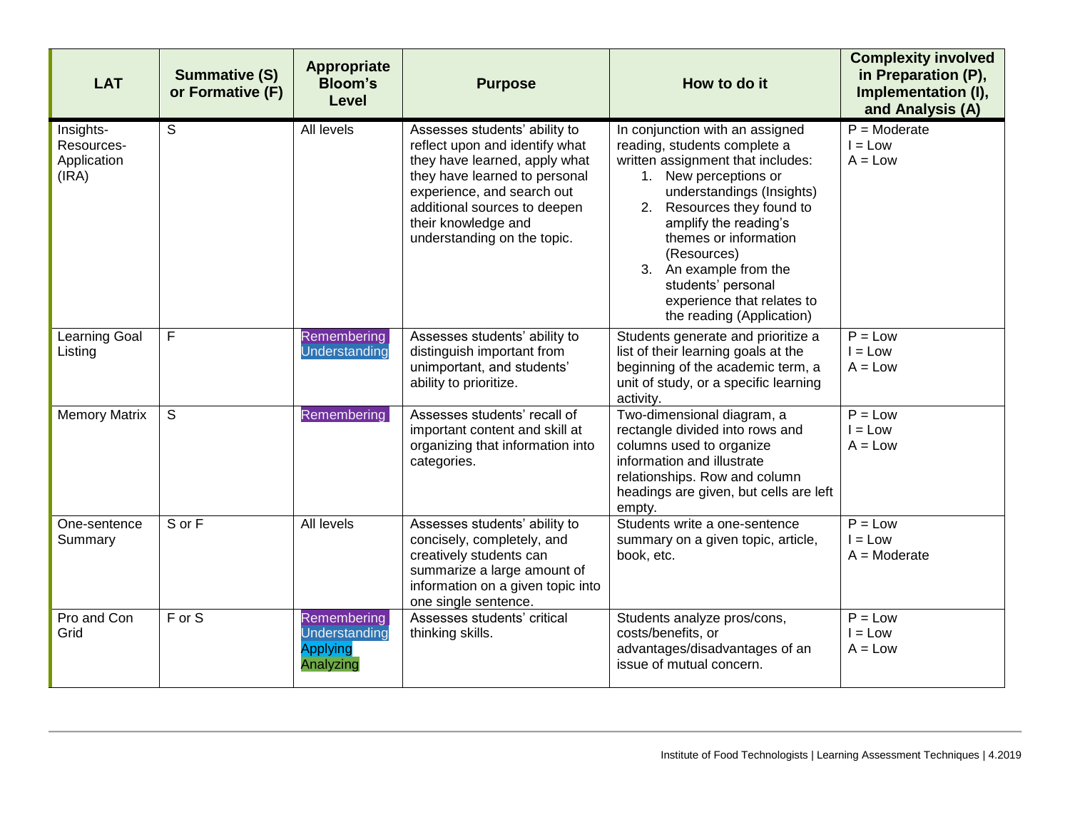| LAT | Summative (S) or Formative (F) | Appropriate Bloom's Level | Purpose | How to do it | Complexity involved in Preparation (P), Implementation (I), and Analysis (A) |
|---|---|---|---|---|---|
| Insights-Resources-Application (IRA) | S | All levels | Assesses students' ability to reflect upon and identify what they have learned, apply what they have learned to personal experience, and search out additional sources to deepen their knowledge and understanding on the topic. | In conjunction with an assigned reading, students complete a written assignment that includes:<br>1. New perceptions or understandings (Insights)<br>2. Resources they found to amplify the reading's themes or information (Resources)<br>3. An example from the students' personal experience that relates to the reading (Application) | P = Moderate<br>I = Low<br>A = Low |
| Learning Goal Listing | F | Remembering<br>Understanding | Assesses students' ability to distinguish important from unimportant, and students' ability to prioritize. | Students generate and prioritize a list of their learning goals at the beginning of the academic term, a unit of study, or a specific learning activity. | P = Low<br>I = Low<br>A = Low |
| Memory Matrix | S | Remembering | Assesses students' recall of important content and skill at organizing that information into categories. | Two-dimensional diagram, a rectangle divided into rows and columns used to organize information and illustrate relationships. Row and column headings are given, but cells are left empty. | P = Low<br>I = Low<br>A = Low |
| One-sentence Summary | S or F | All levels | Assesses students' ability to concisely, completely, and creatively students can summarize a large amount of information on a given topic into one single sentence. | Students write a one-sentence summary on a given topic, article, book, etc. | P = Low<br>I = Low<br>A = Moderate |
| Pro and Con Grid | F or S | Remembering<br>Understanding<br>Applying<br>Analyzing | Assesses students' critical thinking skills. | Students analyze pros/cons, costs/benefits, or advantages/disadvantages of an issue of mutual concern. | P = Low<br>I = Low<br>A = Low |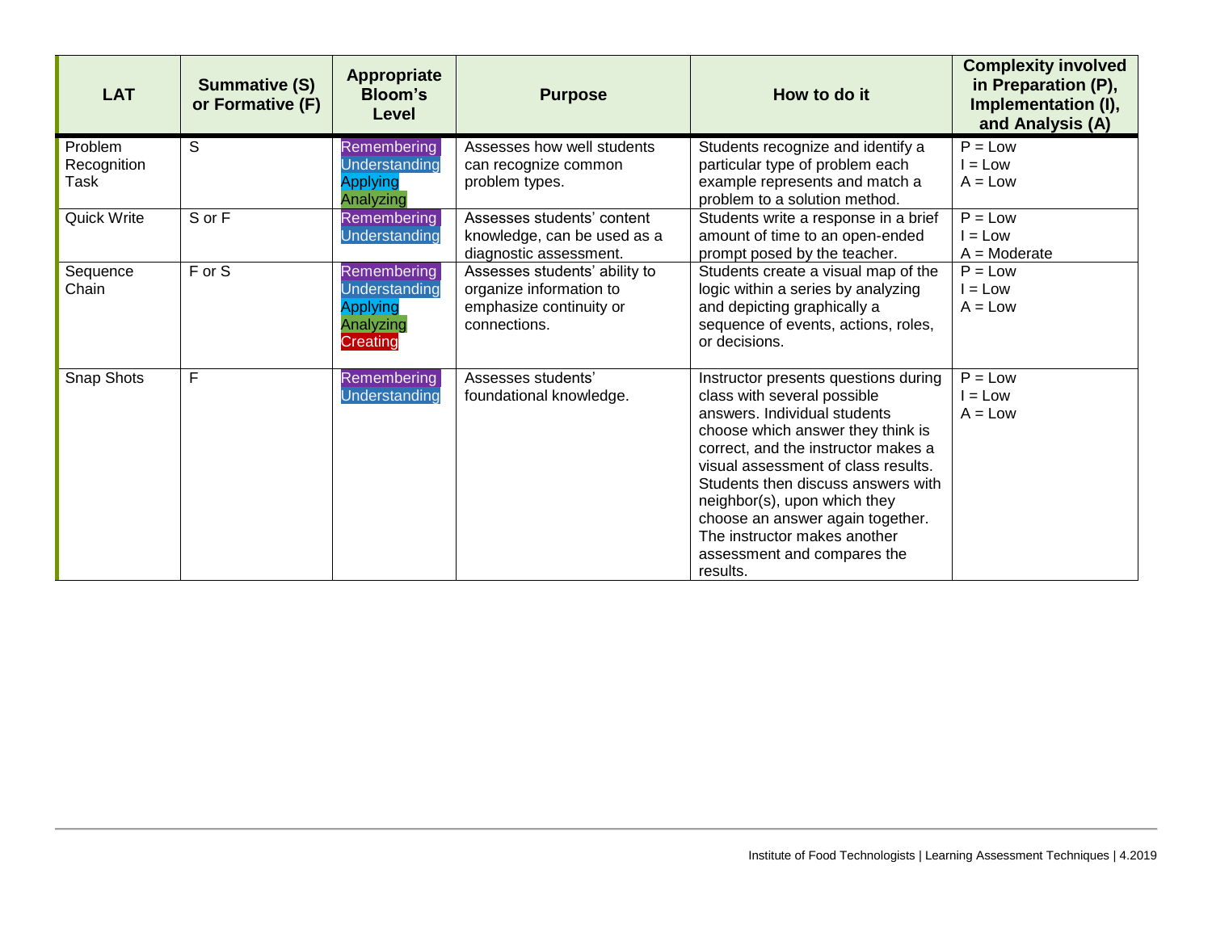| LAT | Summative (S) or Formative (F) | Appropriate Bloom's Level | Purpose | How to do it | Complexity involved in Preparation (P), Implementation (I), and Analysis (A) |
|---|---|---|---|---|---|
| Problem Recognition Task | S | Remembering<br>Understanding<br>Applying<br>Analyzing | Assesses how well students can recognize common problem types. | Students recognize and identify a particular type of problem each example represents and match a problem to a solution method. | P = Low<br>I = Low<br>A = Low |
| Quick Write | S or F | Remembering<br>Understanding | Assesses students' content knowledge, can be used as a diagnostic assessment. | Students write a response in a brief amount of time to an open-ended prompt posed by the teacher. | P = Low<br>I = Low<br>A = Moderate |
| Sequence Chain | F or S | Remembering<br>Understanding<br>Applying<br>Analyzing<br>Creating | Assesses students' ability to organize information to emphasize continuity or connections. | Students create a visual map of the logic within a series by analyzing and depicting graphically a sequence of events, actions, roles, or decisions. | P = Low<br>I = Low<br>A = Low |
| Snap Shots | F | Remembering<br>Understanding | Assesses students' foundational knowledge. | Instructor presents questions during class with several possible answers. Individual students choose which answer they think is correct, and the instructor makes a visual assessment of class results. Students then discuss answers with neighbor(s), upon which they choose an answer again together. The instructor makes another assessment and compares the results. | P = Low<br>I = Low<br>A = Low |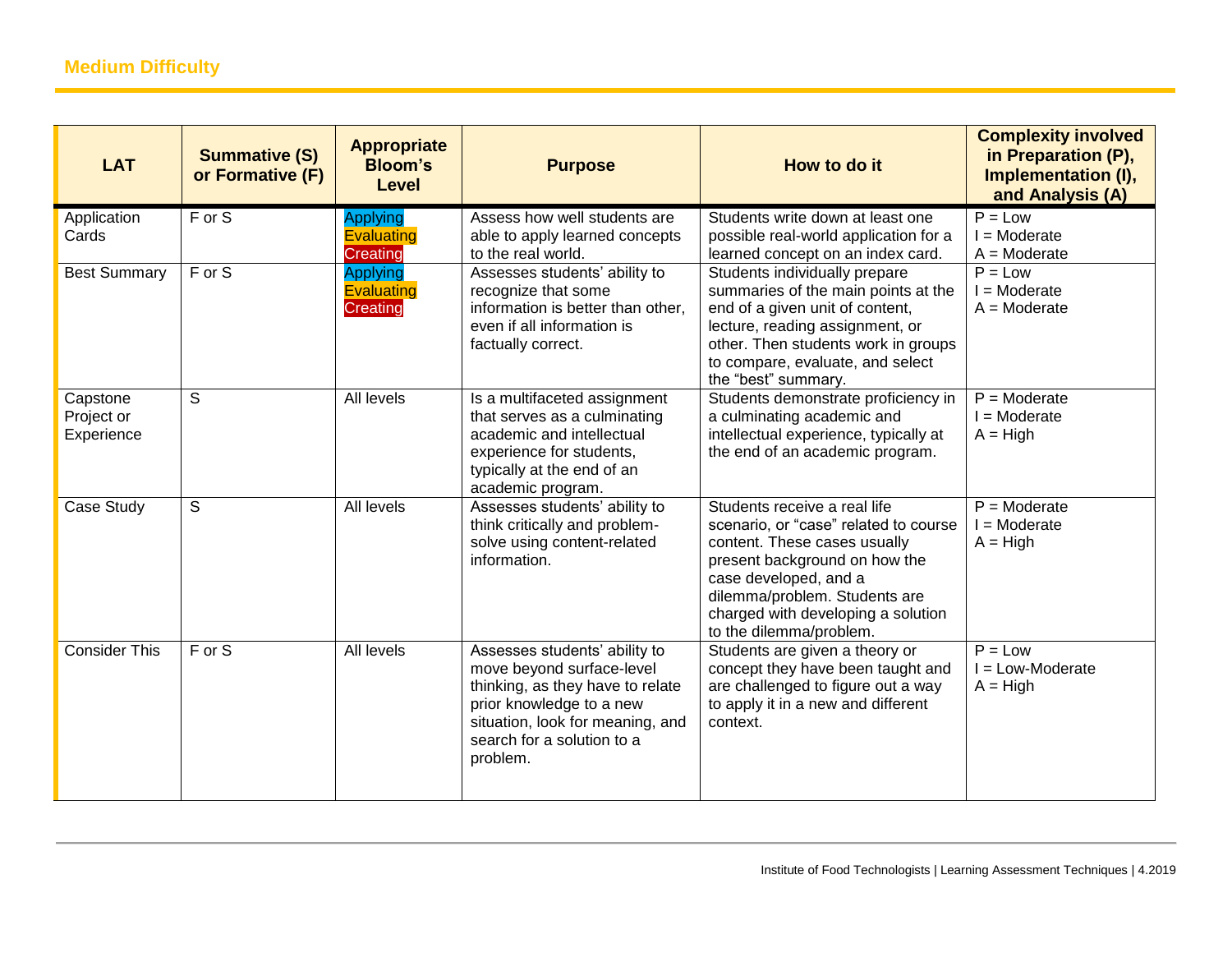## Medium Difficulty

| LAT | Summative (S) or Formative (F) | Appropriate Bloom's Level | Purpose | How to do it | Complexity involved in Preparation (P), Implementation (I), and Analysis (A) |
|---|---|---|---|---|---|
| Application Cards | F or S | Applying<br>Evaluating<br>Creating | Assess how well students are able to apply learned concepts to the real world. | Students write down at least one possible real-world application for a learned concept on an index card. | P = Low<br>I = Moderate<br>A = Moderate |
| Best Summary | F or S | Applying<br>Evaluating<br>Creating | Assesses students' ability to recognize that some information is better than other, even if all information is factually correct. | Students individually prepare summaries of the main points at the end of a given unit of content, lecture, reading assignment, or other. Then students work in groups to compare, evaluate, and select the "best" summary. | P = Low<br>I = Moderate<br>A = Moderate |
| Capstone Project or Experience | S | All levels | Is a multifaceted assignment that serves as a culminating academic and intellectual experience for students, typically at the end of an academic program. | Students demonstrate proficiency in a culminating academic and intellectual experience, typically at the end of an academic program. | P = Moderate<br>I = Moderate<br>A = High |
| Case Study | S | All levels | Assesses students' ability to think critically and problem-solve using content-related information. | Students receive a real life scenario, or "case" related to course content. These cases usually present background on how the case developed, and a dilemma/problem. Students are charged with developing a solution to the dilemma/problem. | P = Moderate<br>I = Moderate<br>A = High |
| Consider This | F or S | All levels | Assesses students' ability to move beyond surface-level thinking, as they have to relate prior knowledge to a new situation, look for meaning, and search for a solution to a problem. | Students are given a theory or concept they have been taught and are challenged to figure out a way to apply it in a new and different context. | P = Low<br>I = Low-Moderate<br>A = High |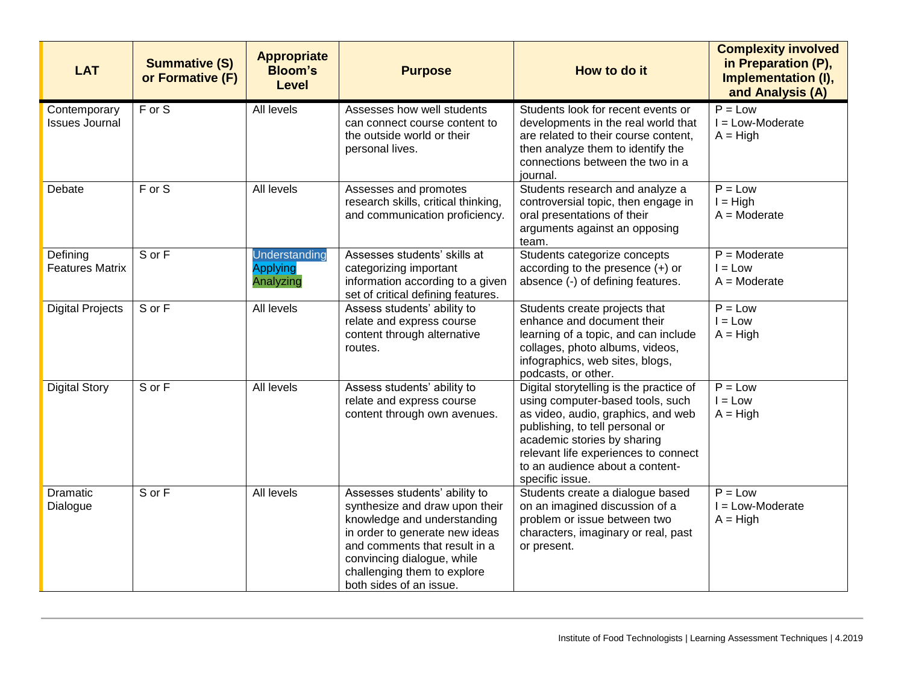| LAT | Summative (S) or Formative (F) | Appropriate Bloom's Level | Purpose | How to do it | Complexity involved in Preparation (P), Implementation (I), and Analysis (A) |
|---|---|---|---|---|---|
| Contemporary Issues Journal | F or S | All levels | Assesses how well students can connect course content to the outside world or their personal lives. | Students look for recent events or developments in the real world that are related to their course content, then analyze them to identify the connections between the two in a journal. | P = Low<br>I = Low-Moderate<br>A = High |
| Debate | F or S | All levels | Assesses and promotes research skills, critical thinking, and communication proficiency. | Students research and analyze a controversial topic, then engage in oral presentations of their arguments against an opposing team. | P = Low<br>I = High<br>A = Moderate |
| Defining Features Matrix | S or F | Understanding<br>Applying<br>Analyzing | Assesses students' skills at categorizing important information according to a given set of critical defining features. | Students categorize concepts according to the presence (+) or absence (-) of defining features. | P = Moderate<br>I = Low<br>A = Moderate |
| Digital Projects | S or F | All levels | Assess students' ability to relate and express course content through alternative routes. | Students create projects that enhance and document their learning of a topic, and can include collages, photo albums, videos, infographics, web sites, blogs, podcasts, or other. | P = Low<br>I = Low<br>A = High |
| Digital Story | S or F | All levels | Assess students' ability to relate and express course content through own avenues. | Digital storytelling is the practice of using computer-based tools, such as video, audio, graphics, and web publishing, to tell personal or academic stories by sharing relevant life experiences to connect to an audience about a content-specific issue. | P = Low<br>I = Low<br>A = High |
| Dramatic Dialogue | S or F | All levels | Assesses students' ability to synthesize and draw upon their knowledge and understanding in order to generate new ideas and comments that result in a convincing dialogue, while challenging them to explore both sides of an issue. | Students create a dialogue based on an imagined discussion of a problem or issue between two characters, imaginary or real, past or present. | P = Low<br>I = Low-Moderate<br>A = High |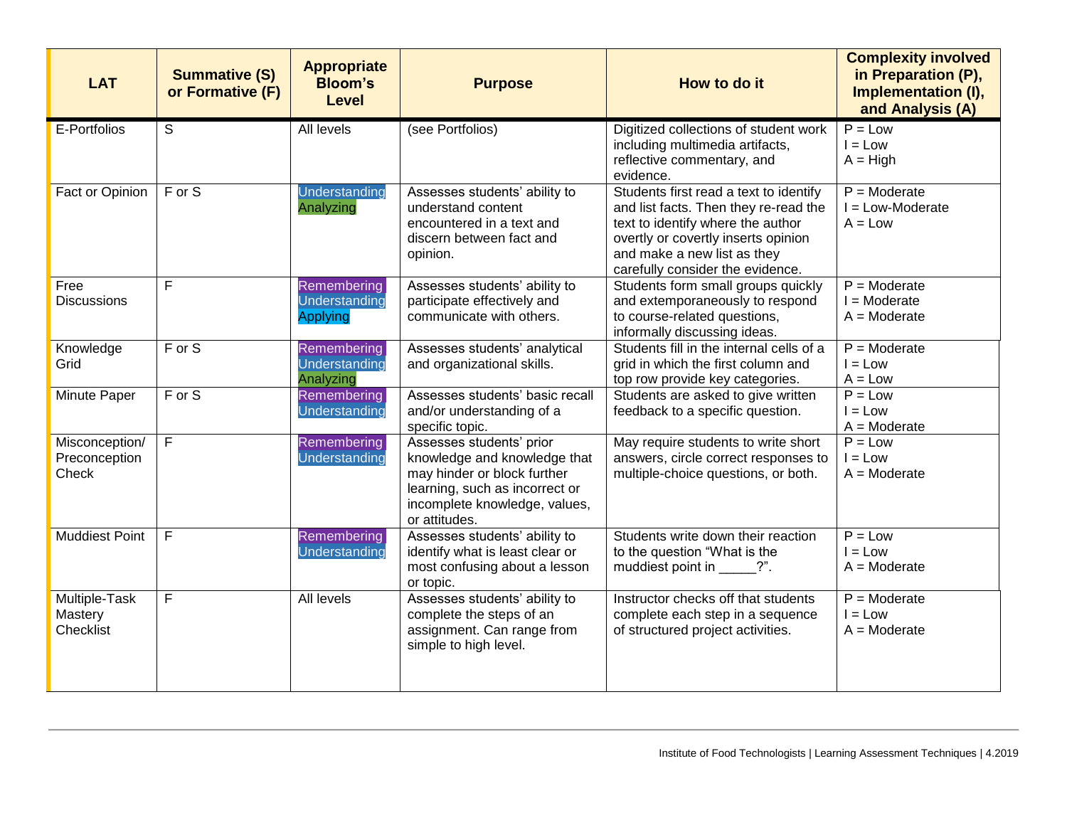| LAT | Summative (S) or Formative (F) | Appropriate Bloom's Level | Purpose | How to do it | Complexity involved in Preparation (P), Implementation (I), and Analysis (A) |
|---|---|---|---|---|---|
| E-Portfolios | S | All levels | (see Portfolios) | Digitized collections of student work including multimedia artifacts, reflective commentary, and evidence. | P = Low<br>I = Low<br>A = High |
| Fact or Opinion | F or S | Understanding<br>Analyzing | Assesses students' ability to understand content encountered in a text and discern between fact and opinion. | Students first read a text to identify and list facts. Then they re-read the text to identify where the author overtly or covertly inserts opinion and make a new list as they carefully consider the evidence. | P = Moderate<br>I = Low-Moderate<br>A = Low |
| Free Discussions | F | Remembering<br>Understanding<br>Applying | Assesses students' ability to participate effectively and communicate with others. | Students form small groups quickly and extemporaneously to respond to course-related questions, informally discussing ideas. | P = Moderate<br>I = Moderate<br>A = Moderate |
| Knowledge Grid | F or S | Remembering<br>Understanding<br>Analyzing | Assesses students' analytical and organizational skills. | Students fill in the internal cells of a grid in which the first column and top row provide key categories. | P = Moderate<br>I = Low<br>A = Low |
| Minute Paper | F or S | Remembering<br>Understanding | Assesses students' basic recall and/or understanding of a specific topic. | Students are asked to give written feedback to a specific question. | P = Low<br>I = Low<br>A = Moderate |
| Misconception/ Preconception Check | F | Remembering<br>Understanding | Assesses students' prior knowledge and knowledge that may hinder or block further learning, such as incorrect or incomplete knowledge, values, or attitudes. | May require students to write short answers, circle correct responses to multiple-choice questions, or both. | P = Low<br>I = Low<br>A = Moderate |
| Muddiest Point | F | Remembering<br>Understanding | Assesses students' ability to identify what is least clear or most confusing about a lesson or topic. | Students write down their reaction to the question "What is the muddiest point in _____?". | P = Low<br>I = Low<br>A = Moderate |
| Multiple-Task Mastery Checklist | F | All levels | Assesses students' ability to complete the steps of an assignment. Can range from simple to high level. | Instructor checks off that students complete each step in a sequence of structured project activities. | P = Moderate<br>I = Low<br>A = Moderate |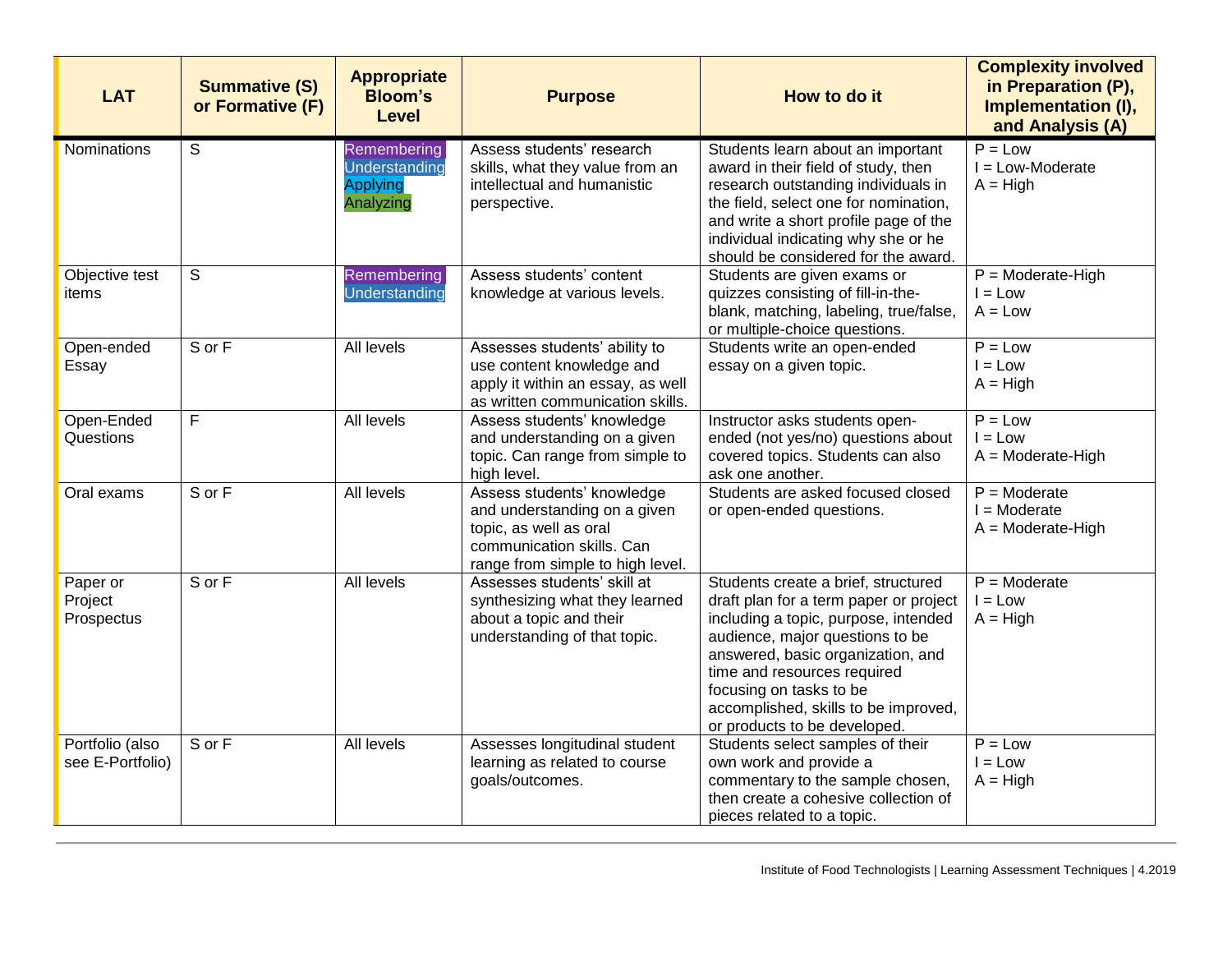| LAT | Summative (S) or Formative (F) | Appropriate Bloom's Level | Purpose | How to do it | Complexity involved in Preparation (P), Implementation (I), and Analysis (A) |
|---|---|---|---|---|---|
| Nominations | S | Remembering<br>Understanding<br>Applying<br>Analyzing | Assess students' research skills, what they value from an intellectual and humanistic perspective. | Students learn about an important award in their field of study, then research outstanding individuals in the field, select one for nomination, and write a short profile page of the individual indicating why she or he should be considered for the award. | P = Low<br>I = Low-Moderate<br>A = High |
| Objective test items | S | Remembering<br>Understanding | Assess students' content knowledge at various levels. | Students are given exams or quizzes consisting of fill-in-the-blank, matching, labeling, true/false, or multiple-choice questions. | P = Moderate-High<br>I = Low<br>A = Low |
| Open-ended Essay | S or F | All levels | Assesses students' ability to use content knowledge and apply it within an essay, as well as written communication skills. | Students write an open-ended essay on a given topic. | P = Low<br>I = Low<br>A = High |
| Open-Ended Questions | F | All levels | Assess students' knowledge and understanding on a given topic. Can range from simple to high level. | Instructor asks students open-ended (not yes/no) questions about covered topics. Students can also ask one another. | P = Low<br>I = Low<br>A = Moderate-High |
| Oral exams | S or F | All levels | Assess students' knowledge and understanding on a given topic, as well as oral communication skills. Can range from simple to high level. | Students are asked focused closed or open-ended questions. | P = Moderate<br>I = Moderate<br>A = Moderate-High |
| Paper or Project Prospectus | S or F | All levels | Assesses students' skill at synthesizing what they learned about a topic and their understanding of that topic. | Students create a brief, structured draft plan for a term paper or project including a topic, purpose, intended audience, major questions to be answered, basic organization, and time and resources required focusing on tasks to be accomplished, skills to be improved, or products to be developed. | P = Moderate<br>I = Low<br>A = High |
| Portfolio (also see E-Portfolio) | S or F | All levels | Assesses longitudinal student learning as related to course goals/outcomes. | Students select samples of their own work and provide a commentary to the sample chosen, then create a cohesive collection of pieces related to a topic. | P = Low<br>I = Low<br>A = High |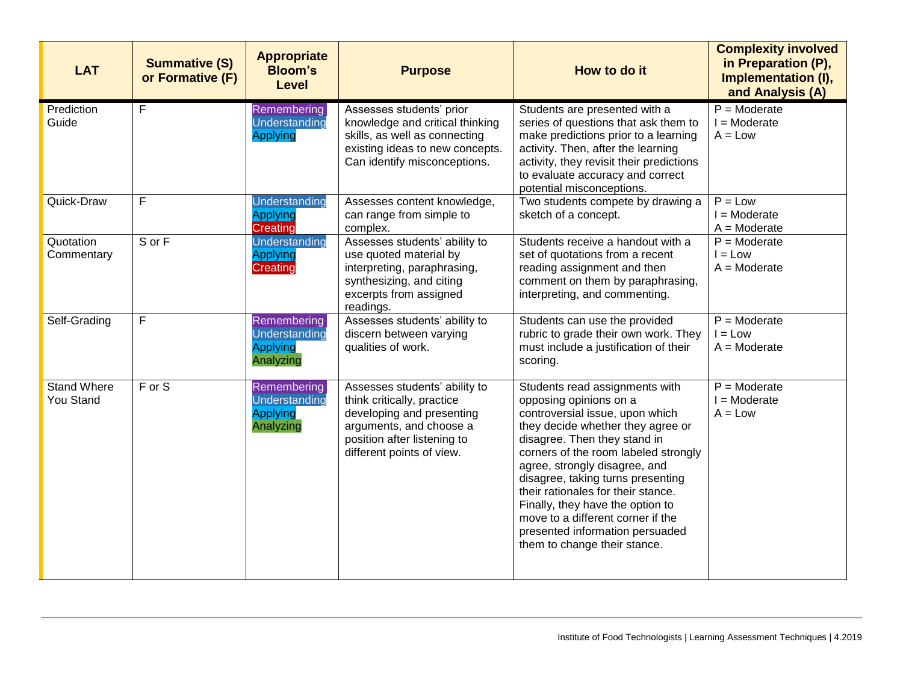| LAT | Summative (S) or Formative (F) | Appropriate Bloom's Level | Purpose | How to do it | Complexity involved in Preparation (P), Implementation (I), and Analysis (A) |
|---|---|---|---|---|---|
| Prediction Guide | F | Remembering<br>Understanding<br>Applying | Assesses students' prior knowledge and critical thinking skills, as well as connecting existing ideas to new concepts. Can identify misconceptions. | Students are presented with a series of questions that ask them to make predictions prior to a learning activity. Then, after the learning activity, they revisit their predictions to evaluate accuracy and correct potential misconceptions. | P = Moderate<br>I = Moderate<br>A = Low |
| Quick-Draw | F | Understanding<br>Applying<br>Creating | Assesses content knowledge, can range from simple to complex. | Two students compete by drawing a sketch of a concept. | P = Low<br>I = Moderate<br>A = Moderate |
| Quotation Commentary | S or F | Understanding<br>Applying<br>Creating | Assesses students' ability to use quoted material by interpreting, paraphrasing, synthesizing, and citing excerpts from assigned readings. | Students receive a handout with a set of quotations from a recent reading assignment and then comment on them by paraphrasing, interpreting, and commenting. | P = Moderate<br>I = Low<br>A = Moderate |
| Self-Grading | F | Remembering<br>Understanding<br>Applying<br>Analyzing | Assesses students' ability to discern between varying qualities of work. | Students can use the provided rubric to grade their own work. They must include a justification of their scoring. | P = Moderate<br>I = Low<br>A = Moderate |
| Stand Where You Stand | F or S | Remembering<br>Understanding<br>Applying<br>Analyzing | Assesses students' ability to think critically, practice developing and presenting arguments, and choose a position after listening to different points of view. | Students read assignments with opposing opinions on a controversial issue, upon which they decide whether they agree or disagree. Then they stand in corners of the room labeled strongly agree, strongly disagree, and disagree, taking turns presenting their rationales for their stance. Finally, they have the option to move to a different corner if the presented information persuaded them to change their stance. | P = Moderate<br>I = Moderate<br>A = Low |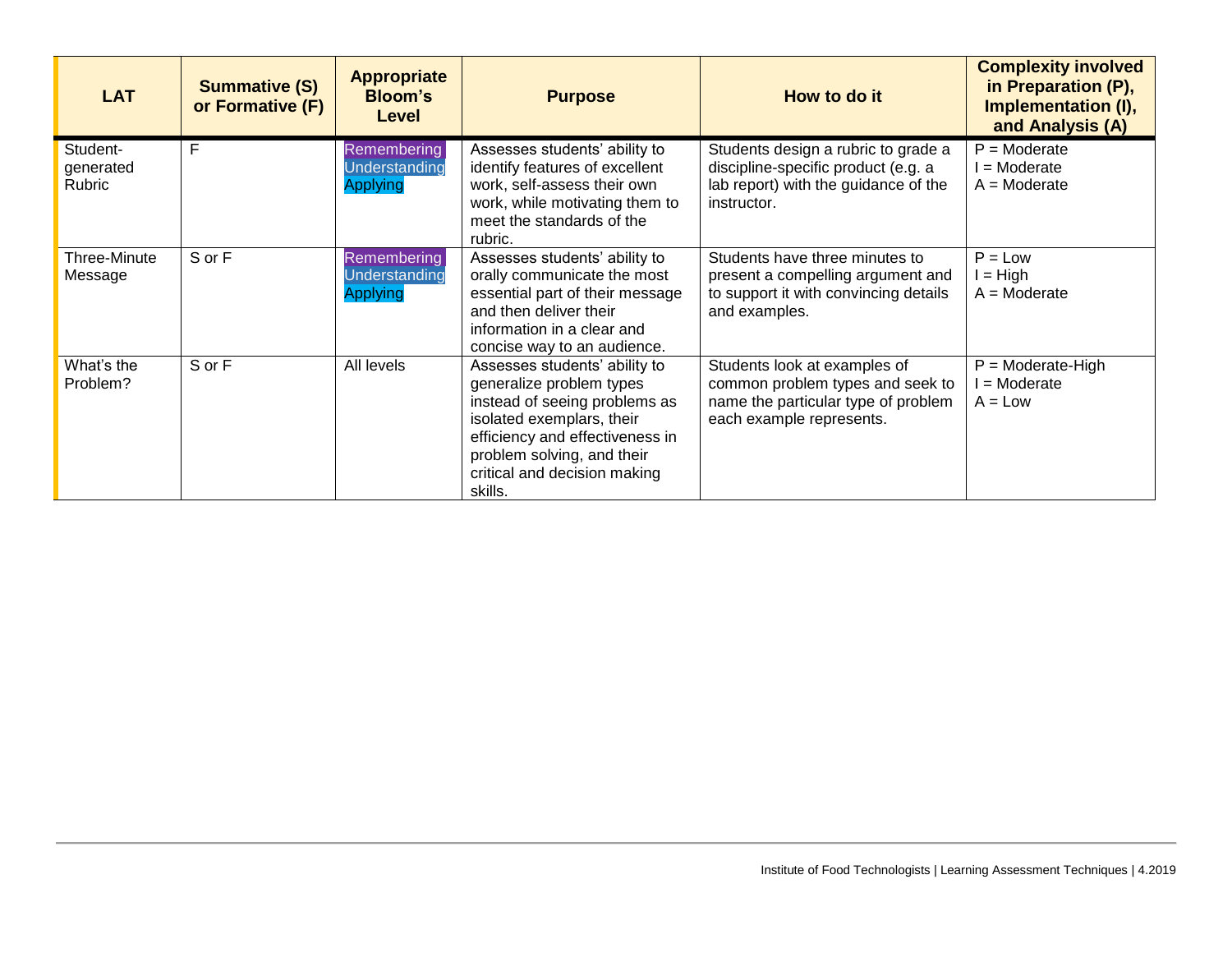| LAT | Summative (S) or Formative (F) | Appropriate Bloom's Level | Purpose | How to do it | Complexity involved in Preparation (P), Implementation (I), and Analysis (A) |
|---|---|---|---|---|---|
| Student-generated Rubric | F | Remembering<br>Understanding<br>Applying | Assesses students' ability to identify features of excellent work, self-assess their own work, while motivating them to meet the standards of the rubric. | Students design a rubric to grade a discipline-specific product (e.g. a lab report) with the guidance of the instructor. | P = Moderate<br>I = Moderate<br>A = Moderate |
| Three-Minute Message | S or F | Remembering<br>Understanding<br>Applying | Assesses students' ability to orally communicate the most essential part of their message and then deliver their information in a clear and concise way to an audience. | Students have three minutes to present a compelling argument and to support it with convincing details and examples. | P = Low<br>I = High<br>A = Moderate |
| What's the Problem? | S or F | All levels | Assesses students' ability to generalize problem types instead of seeing problems as isolated exemplars, their efficiency and effectiveness in problem solving, and their critical and decision making skills. | Students look at examples of common problem types and seek to name the particular type of problem each example represents. | P = Moderate-High<br>I = Moderate<br>A = Low |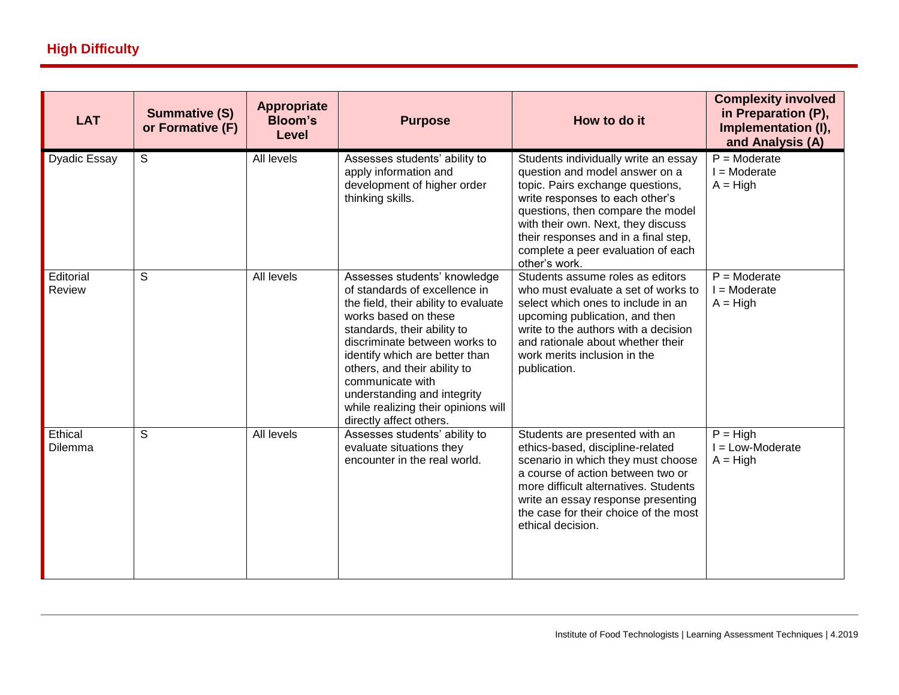## High Difficulty

| LAT | Summative (S) or Formative (F) | Appropriate Bloom's Level | Purpose | How to do it | Complexity involved in Preparation (P), Implementation (I), and Analysis (A) |
|---|---|---|---|---|---|
| Dyadic Essay | S | All levels | Assesses students' ability to apply information and development of higher order thinking skills. | Students individually write an essay question and model answer on a topic. Pairs exchange questions, write responses to each other's questions, then compare the model with their own. Next, they discuss their responses and in a final step, complete a peer evaluation of each other's work. | P = Moderate<br>I = Moderate<br>A = High |
| Editorial Review | S | All levels | Assesses students' knowledge of standards of excellence in the field, their ability to evaluate works based on these standards, their ability to discriminate between works to identify which are better than others, and their ability to communicate with understanding and integrity while realizing their opinions will directly affect others. | Students assume roles as editors who must evaluate a set of works to select which ones to include in an upcoming publication, and then write to the authors with a decision and rationale about whether their work merits inclusion in the publication. | P = Moderate<br>I = Moderate<br>A = High |
| Ethical Dilemma | S | All levels | Assesses students' ability to evaluate situations they encounter in the real world. | Students are presented with an ethics-based, discipline-related scenario in which they must choose a course of action between two or more difficult alternatives. Students write an essay response presenting the case for their choice of the most ethical decision. | P = High<br>I = Low-Moderate<br>A = High |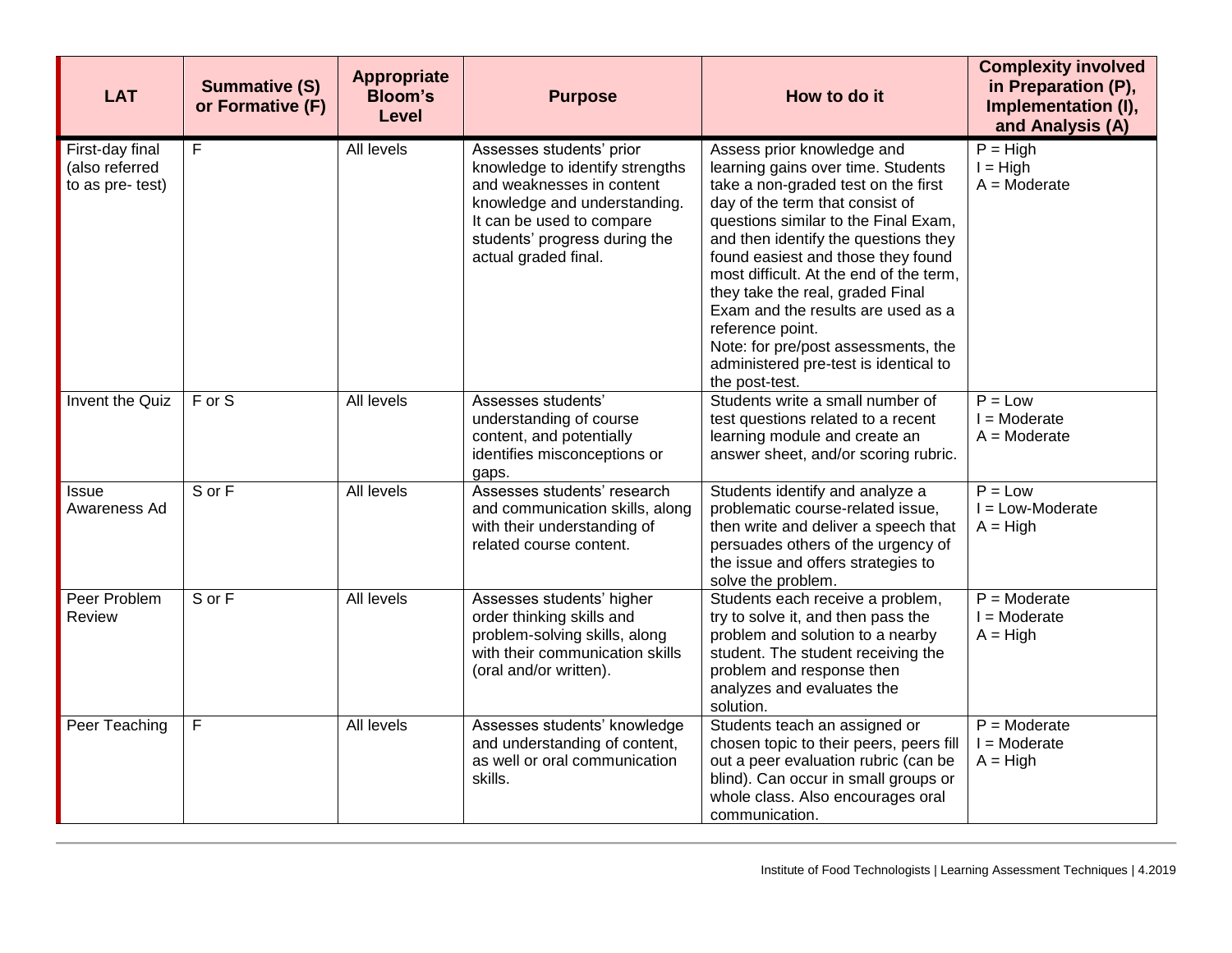| LAT | Summative (S) or Formative (F) | Appropriate Bloom's Level | Purpose | How to do it | Complexity involved in Preparation (P), Implementation (I), and Analysis (A) |
|---|---|---|---|---|---|
| First-day final (also referred to as pre- test) | F | All levels | Assesses students' prior knowledge to identify strengths and weaknesses in content knowledge and understanding. It can be used to compare students' progress during the actual graded final. | Assess prior knowledge and learning gains over time. Students take a non-graded test on the first day of the term that consist of questions similar to the Final Exam, and then identify the questions they found easiest and those they found most difficult. At the end of the term, they take the real, graded Final Exam and the results are used as a reference point.<br>Note: for pre/post assessments, the administered pre-test is identical to the post-test. | P = High<br>I = High<br>A = Moderate |
| Invent the Quiz | F or S | All levels | Assesses students' understanding of course content, and potentially identifies misconceptions or gaps. | Students write a small number of test questions related to a recent learning module and create an answer sheet, and/or scoring rubric. | P = Low<br>I = Moderate<br>A = Moderate |
| Issue Awareness Ad | S or F | All levels | Assesses students' research and communication skills, along with their understanding of related course content. | Students identify and analyze a problematic course-related issue, then write and deliver a speech that persuades others of the urgency of the issue and offers strategies to solve the problem. | P = Low<br>I = Low-Moderate<br>A = High |
| Peer Problem Review | S or F | All levels | Assesses students' higher order thinking skills and problem-solving skills, along with their communication skills (oral and/or written). | Students each receive a problem, try to solve it, and then pass the problem and solution to a nearby student. The student receiving the problem and response then analyzes and evaluates the solution. | P = Moderate<br>I = Moderate<br>A = High |
| Peer Teaching | F | All levels | Assesses students' knowledge and understanding of content, as well or oral communication skills. | Students teach an assigned or chosen topic to their peers, peers fill out a peer evaluation rubric (can be blind). Can occur in small groups or whole class. Also encourages oral communication. | P = Moderate<br>I = Moderate<br>A = High |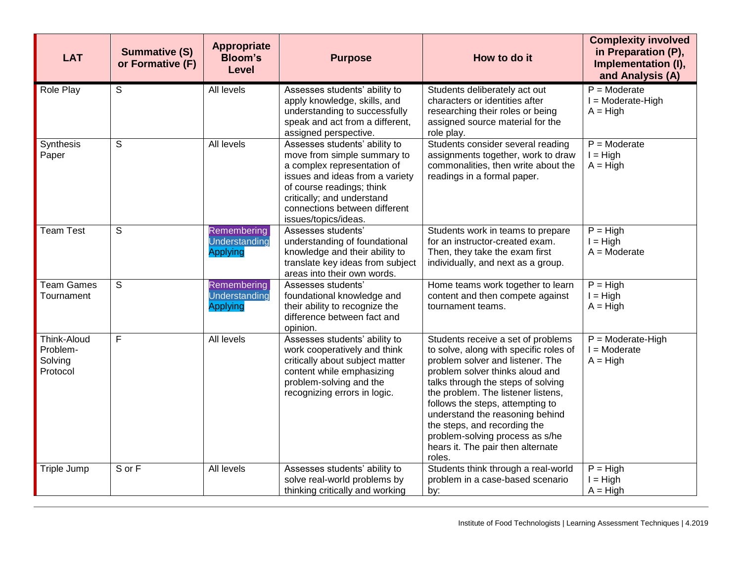| LAT | Summative (S) or Formative (F) | Appropriate Bloom's Level | Purpose | How to do it | Complexity involved in Preparation (P), Implementation (I), and Analysis (A) |
|---|---|---|---|---|---|
| Role Play | S | All levels | Assesses students' ability to apply knowledge, skills, and understanding to successfully speak and act from a different, assigned perspective. | Students deliberately act out characters or identities after researching their roles or being assigned source material for the role play. | P = Moderate<br>I = Moderate-High<br>A = High |
| Synthesis Paper | S | All levels | Assesses students' ability to move from simple summary to a complex representation of issues and ideas from a variety of course readings; think critically; and understand connections between different issues/topics/ideas. | Students consider several reading assignments together, work to draw commonalities, then write about the readings in a formal paper. | P = Moderate<br>I = High<br>A = High |
| Team Test | S | Remembering<br>Understanding<br>Applying | Assesses students' understanding of foundational knowledge and their ability to translate key ideas from subject areas into their own words. | Students work in teams to prepare for an instructor-created exam. Then, they take the exam first individually, and next as a group. | P = High<br>I = High<br>A = Moderate |
| Team Games Tournament | S | Remembering<br>Understanding<br>Applying | Assesses students' foundational knowledge and their ability to recognize the difference between fact and opinion. | Home teams work together to learn content and then compete against tournament teams. | P = High<br>I = High<br>A = High |
| Think-Aloud Problem-Solving Protocol | F | All levels | Assesses students' ability to work cooperatively and think critically about subject matter content while emphasizing problem-solving and the recognizing errors in logic. | Students receive a set of problems to solve, along with specific roles of problem solver and listener. The problem solver thinks aloud and talks through the steps of solving the problem. The listener listens, follows the steps, attempting to understand the reasoning behind the steps, and recording the problem-solving process as s/he hears it. The pair then alternate roles. | P = Moderate-High<br>I = Moderate<br>A = High |
| Triple Jump | S or F | All levels | Assesses students' ability to solve real-world problems by thinking critically and working | Students think through a real-world problem in a case-based scenario by: | P = High<br>I = High<br>A = High |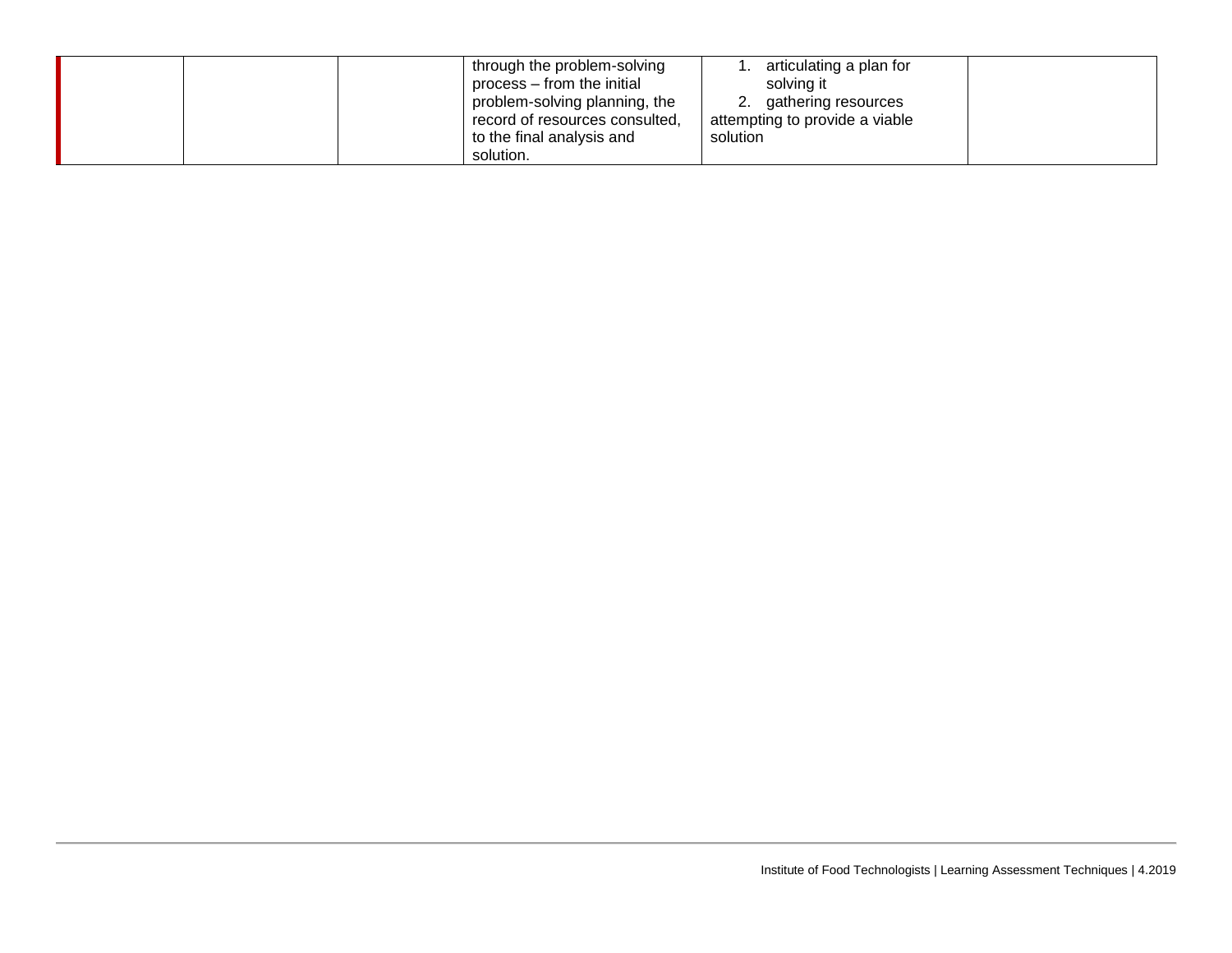| | | | | | |
|---|---|---|---|---|---|
| | | | through the problem-solving process – from the initial problem-solving planning, the record of resources consulted, to the final analysis and solution. | 1. articulating a plan for solving it<br>2. gathering resources<br>attempting to provide a viable solution | |